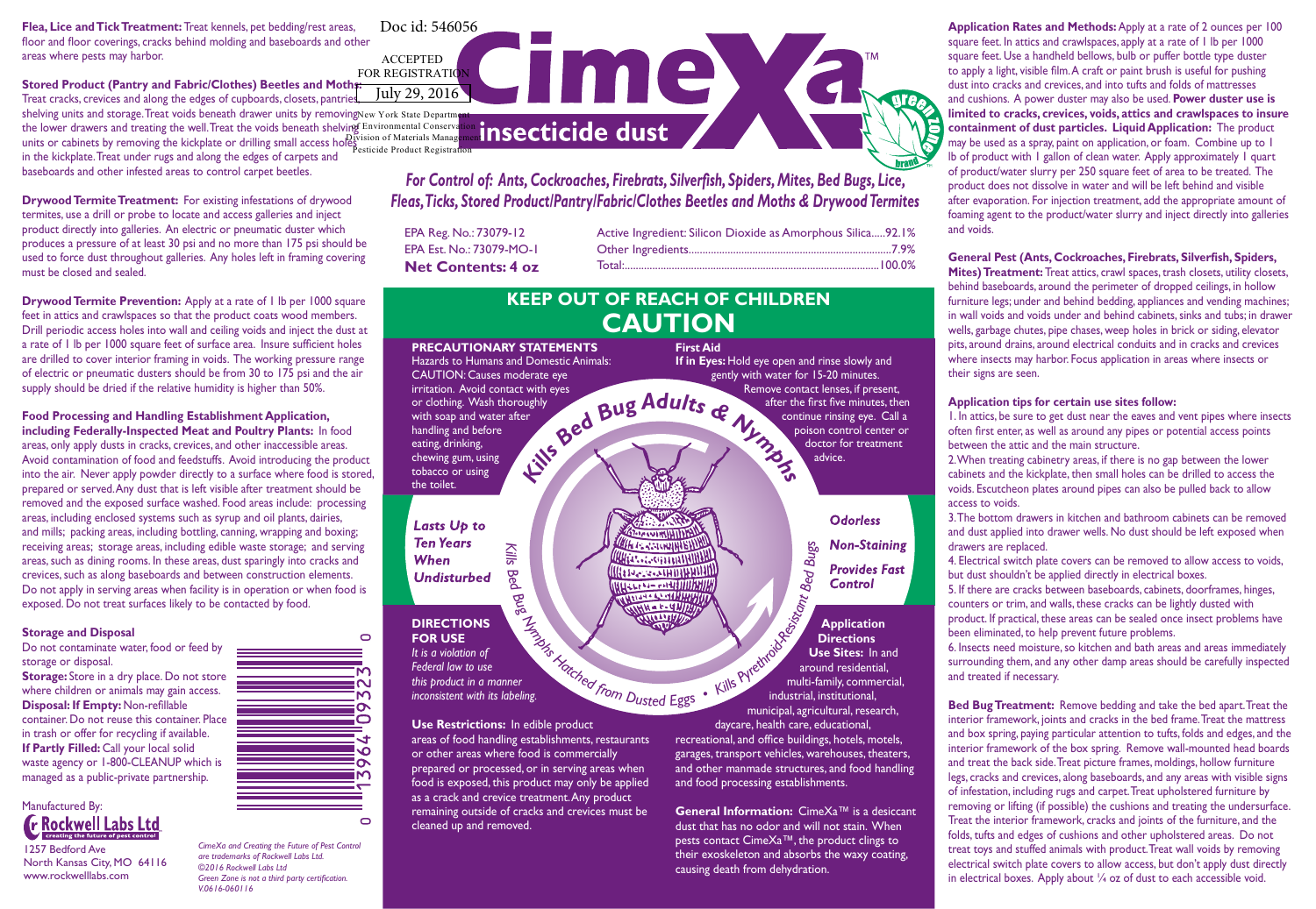**Flea, Lice and Tick Treatment:** Treat kennels, pet bedding/rest areas, floor and floor coverings, cracks behind molding and baseboards and other areas where pests may harbor.

**Stored Product (Pantry and Fabric/Clothes) Beetles and Moths:** Treat cracks, crevices and along the edges of cupboards, closets, pantries, shelving units and storage. Treat voids beneath drawer units by removing the lower drawers and treating the well. Treat the voids beneath shelving units or cabinets by removing the kickplate or drilling small access holes in the kickplate. Treat under rugs and along the edges of carpet and baseboards and other infested areas to control carpet beetles.

**Drywood Termite Treatment:** For existing infestations of drywood termites, use a drill or probe to locate and access galleries and inject product directly into galleries. An electric or pneumatic duster which produces a pressure of at least 30 psi and no more than 175 psi should be used to force dust throughout galleries. Any holes left in framing covering must be closed and sealed.

**Drywood Termite Prevention:** Apply at a rate of 1 lb per 1000 square feet in attics and crawlspaces so that the product coats wood members. Drill periodic access holes into wall and ceiling voids and inject the dust at a rate of 1 lb per 1000 square feet of surface area. Insure sufficient holes are drilled to cover interior framing in voids. The working pressure range of electric or pneumatic dusters should be from 30 to 175 psi and the air supply should be dried if the relative humidity is higher than 50%.

**Food Processing and Handling Establishment Application, including Federally-Inspected Meat and Poultry Plants:** In food areas, only apply dusts in cracks, crevices, and other inaccessible areas. Avoid contamination of food and feedstuffs. Avoid introducing the product into the air. Never apply powder directly to a surface where food is stored, prepared or served. Any dust that is left visible after treatment should be removed and the exposed surface washed. Food areas include: processing areas, including enclosed systems such as syrup and oil plants, dairies, and mills; packing areas, including bottling, canning, wrapping and boxing; receiving areas; storage areas, including edible waste storage; and serving areas, such as dining rooms. In these areas, dust sparingly into cracks and crevices, such as along baseboards and between construction elements. Do not apply in serving areas when facility is in operation or when food is exposed. Do not treat surfaces likely to be contacted by food.

### Storage and Disposal

Do not contaminate water, food or feed by storage or disposal.
**Storage:** Store in a dry place. Do not store where children or animals may gain access.
**Disposal: If Empty:** Non-refillable container. Do not reuse this container. Place in trash or offer for recycling if available.
**If Partly Filled:** Call your local solid waste agency or 1-800-CLEANUP which is managed as a public-private partnership.

0 13964 09323 0

Manufactured By:
**Rockwell Labs Ltd**
creating the future of pest control
1257 Bedford Ave
North Kansas City, MO 64116
www.rockwelllabs.com

*CimeXa and Creating the Future of Pest Control are trademarks of Rockwell Labs Ltd.*
*©2016 Rockwell Labs Ltd*
*Green Zone is not a third party certification.*
*V.0616-060116*

Doc id: 546056

ACCEPTED
FOR REGISTRATION
July 29, 2016
New York State Department of Environmental Conservation
Division of Materials Management
Pesticide Product Registration

# CimeXa™ insecticide dust

green zone brand

*For Control of: Ants, Cockroaches, Firebrats, Silverfish, Spiders, Mites, Bed Bugs, Lice, Fleas, Ticks, Stored Product/Pantry/Fabric/Clothes Beetles and Moths & Drywood Termites*

EPA Reg. No.: 73079-12
EPA Est. No.: 73079-MO-1
**Net Contents: 4 oz**

| | |
|---|---|
| Active Ingredient: Silicon Dioxide as Amorphous Silica | 92.1% |
| Other Ingredients | 7.9% |
| Total: | 100.0% |

## KEEP OUT OF REACH OF CHILDREN
## CAUTION

**PRECAUTIONARY STATEMENTS**
Hazards to Humans and Domestic Animals:
CAUTION: Causes moderate eye irritation. Avoid contact with eyes or clothing. Wash thoroughly with soap and water after handling and before eating, drinking, chewing gum, using tobacco or using the toilet.

**First Aid**
**If in Eyes:** Hold eye open and rinse slowly and gently with water for 15-20 minutes. Remove contact lenses, if present, after the first five minutes, then continue rinsing eye. Call a poison control center or doctor for treatment advice.

**Kills Bed Bug Adults & Nymphs**

*Lasts Up to Ten Years When Undisturbed*

*Odorless*
*Non-Staining*
*Provides Fast Control*

*Kills Bed Bug Nymphs Hatched from Dusted Eggs • Kills Pyrethroid-Resistant Bed Bugs*

**DIRECTIONS FOR USE**
*It is a violation of Federal law to use this product in a manner inconsistent with its labeling.*

**Use Restrictions:** In edible product areas of food handling establishments, restaurants or other areas where food is commercially prepared or processed, or in serving areas when food is exposed, this product may only be applied as a crack and crevice treatment. Any product remaining outside of cracks and crevices must be cleaned up and removed.

**Application Directions**
**Use Sites:** In and around residential, multi-family, commercial, industrial, institutional, municipal, agricultural, research, daycare, health care, educational, recreational, and office buildings, hotels, motels, garages, transport vehicles, warehouses, theaters, and other manmade structures, and food handling and food processing establishments.

**General Information:** CimeXa™ is a desiccant dust that has no odor and will not stain. When pests contact CimeXa™, the product clings to their exoskeleton and absorbs the waxy coating, causing death from dehydration.

**Application Rates and Methods:** Apply at a rate of 2 ounces per 100 square feet. In attics and crawlspaces, apply at a rate of 1 lb per 1000 square feet. Use a handheld bellows, bulb or puffer bottle type duster to apply a light, visible film. A craft or paint brush is useful for pushing dust into cracks and crevices, and into tufts and folds of mattresses and cushions. A power duster may also be used. **Power duster use is limited to cracks, crevices, voids, attics and crawlspaces to insure containment of dust particles. Liquid Application:** The product may be used as a spray, paint on application, or foam. Combine up to 1 lb of product with 1 gallon of clean water. Apply approximately 1 quart of product/water slurry per 250 square feet of area to be treated. The product does not dissolve in water and will be left behind and visible after evaporation. For injection treatment, add the appropriate amount of foaming agent to the product/water slurry and inject directly into galleries and voids.

**General Pest (Ants, Cockroaches, Firebrats, Silverfish, Spiders, Mites) Treatment:** Treat attics, crawl spaces, trash closets, utility closets, behind baseboards, around the perimeter of dropped ceilings, in hollow furniture legs; under and behind bedding, appliances and vending machines; in wall voids and voids under and behind cabinets, sinks and tubs; in drawer wells, garbage chutes, pipe chases, weep holes in brick or siding, elevator pits, around drains, around electrical conduits and in cracks and crevices where insects may harbor. Focus application in areas where insects or their signs are seen.

**Application tips for certain use sites follow:**
1. In attics, be sure to get dust near the eaves and vent pipes where insects often first enter, as well as around any pipes or potential access points between the attic and the main structure.
2. When treating cabinetry areas, if there is no gap between the lower cabinets and the kickplate, then small holes can be drilled to access the voids. Escutcheon plates around pipes can also be pulled back to allow access to voids.
3. The bottom drawers in kitchen and bathroom cabinets can be removed and dust applied into drawer wells. No dust should be left exposed when drawers are replaced.
4. Electrical switch plate covers can be removed to allow access to voids, but dust shouldn't be applied directly in electrical boxes.
5. If there are cracks between baseboards, cabinets, doorframes, hinges, counters or trim, and walls, these cracks can be lightly dusted with product. If practical, these areas can be sealed once insect problems have been eliminated, to help prevent future problems.
6. Insects need moisture, so kitchen and bath areas and areas immediately surrounding them, and any other damp areas should be carefully inspected and treated if necessary.

**Bed Bug Treatment:** Remove bedding and take the bed apart. Treat the interior framework, joints and cracks in the bed frame. Treat the mattress and box spring, paying particular attention to tufts, folds and edges, and the interior framework of the box spring. Remove wall-mounted head boards and treat the back side. Treat picture frames, moldings, hollow furniture legs, cracks and crevices, along baseboards, and any areas with visible signs of infestation, including rugs and carpet. Treat upholstered furniture by removing or lifting (if possible) the cushions and treating the undersurface. Treat the interior framework, cracks and joints of the furniture, and the folds, tufts and edges of cushions and other upholstered areas. Do not treat toys and stuffed animals with product. Treat wall voids by removing electrical switch plate covers to allow access, but don't apply dust directly in electrical boxes. Apply about ¼ oz of dust to each accessible void.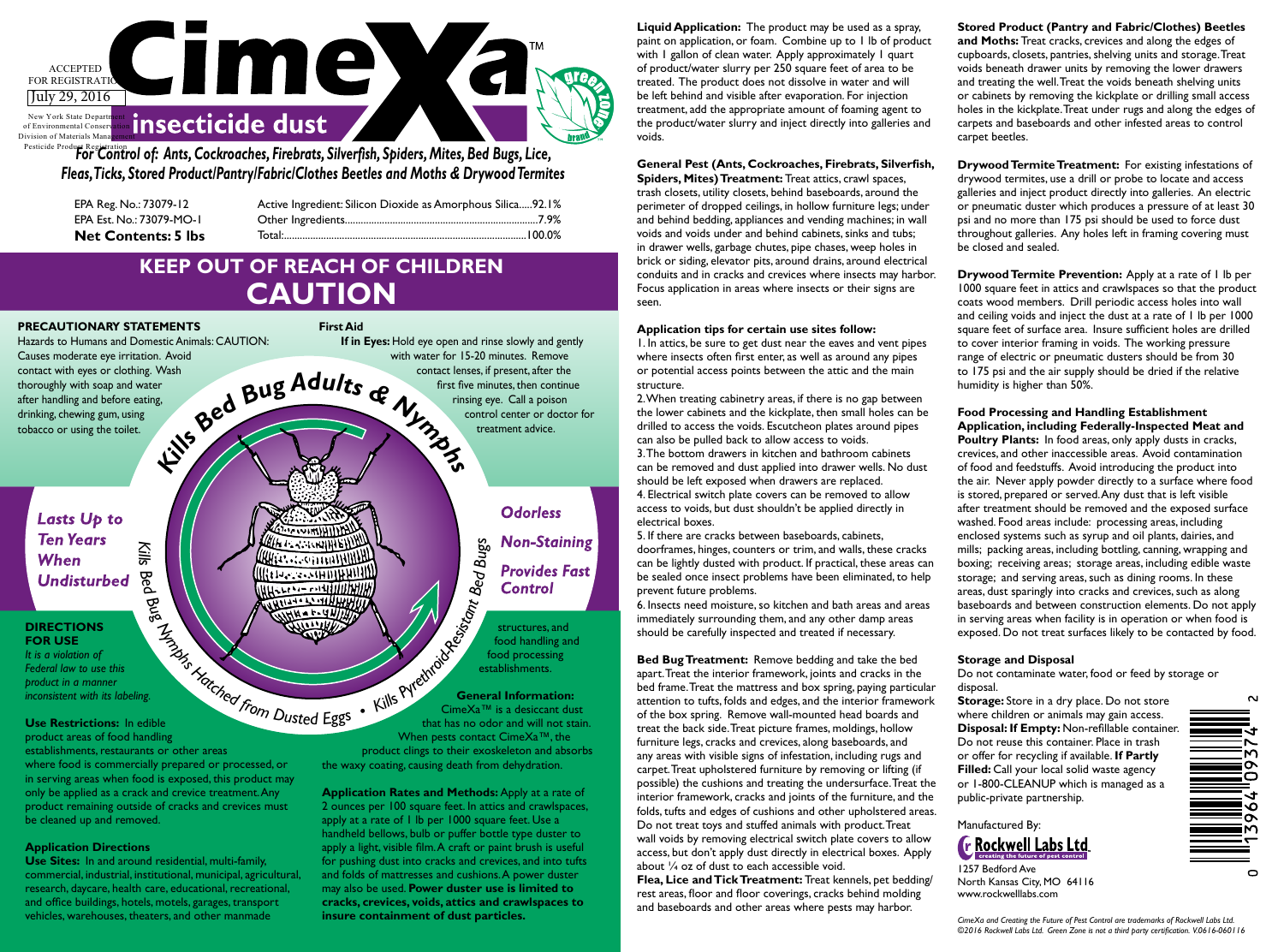ACCEPTED FOR REGISTRATION
July 29, 2016
New York State Department of Environmental Conservation
Division of Materials Management
Pesticide Product Registration

# CimeXa™ insecticide dust

green zone brand

***For Control of: Ants, Cockroaches, Firebrats, Silverfish, Spiders, Mites, Bed Bugs, Lice, Fleas, Ticks, Stored Product/Pantry/Fabric/Clothes Beetles and Moths & Drywood Termites***

EPA Reg. No.: 73079-12
EPA Est. No.: 73079-MO-1
**Net Contents: 5 lbs**

| | |
|---|---|
| Active Ingredient: Silicon Dioxide as Amorphous Silica | 92.1% |
| Other Ingredients | 7.9% |
| Total: | 100.0% |

## KEEP OUT OF REACH OF CHILDREN
## CAUTION

**PRECAUTIONARY STATEMENTS**
Hazards to Humans and Domestic Animals: CAUTION: Causes moderate eye irritation. Avoid contact with eyes or clothing. Wash thoroughly with soap and water after handling and before eating, drinking, chewing gum, using tobacco or using the toilet.

**First Aid**
**If in Eyes:** Hold eye open and rinse slowly and gently with water for 15-20 minutes. Remove contact lenses, if present, after the first five minutes, then continue rinsing eye. Call a poison control center or doctor for treatment advice.

Kills Bed Bug Adults & Nymphs

Kills Bed Bug Nymphs Hatched from Dusted Eggs • Kills Pyrethroid-Resistant Bed Bugs

*Lasts Up to Ten Years When Undisturbed*

*Odorless*
*Non-Staining*
*Provides Fast Control*

**DIRECTIONS FOR USE**
*It is a violation of Federal law to use this product in a manner inconsistent with its labeling.*

**Use Restrictions:** In edible product areas of food handling establishments, restaurants or other areas where food is commercially prepared or processed, or in serving areas when food is exposed, this product may only be applied as a crack and crevice treatment. Any product remaining outside of cracks and crevices must be cleaned up and removed.

**Application Directions**
**Use Sites:** In and around residential, multi-family, commercial, industrial, institutional, municipal, agricultural, research, daycare, health care, educational, recreational, and office buildings, hotels, motels, garages, transport vehicles, warehouses, theaters, and other manmade structures, and food handling and food processing establishments.

**General Information:** CimeXa™ is a desiccant dust that has no odor and will not stain. When pests contact CimeXa™, the product clings to their exoskeleton and absorbs the waxy coating, causing death from dehydration.

**Application Rates and Methods:** Apply at a rate of 2 ounces per 100 square feet. In attics and crawlspaces, apply at a rate of 1 lb per 1000 square feet. Use a handheld bellows, bulb or puffer bottle type duster to apply a light, visible film. A craft or paint brush is useful for pushing dust into cracks and crevices, and into tufts and folds of mattresses and cushions. A power duster may also be used. **Power duster use is limited to cracks, crevices, voids, attics and crawlspaces to insure containment of dust particles.**

**Liquid Application:** The product may be used as a spray, paint on application, or foam. Combine up to 1 lb of product with 1 gallon of clean water. Apply approximately 1 quart of product/water slurry per 250 square feet of area to be treated. The product does not dissolve in water and will be left behind and visible after evaporation. For injection treatment, add the appropriate amount of foaming agent to the product/water slurry and inject directly into galleries and voids.

**General Pest (Ants, Cockroaches, Firebrats, Silverfish, Spiders, Mites) Treatment:** Treat attics, crawl spaces, trash closets, utility closets, behind baseboards, around the perimeter of dropped ceilings, in hollow furniture legs; under and behind bedding, appliances and vending machines; in wall voids and voids under and behind cabinets, sinks and tubs; in drawer wells, garbage chutes, pipe chases, weep holes in brick or siding, elevator pits, around drains, around electrical conduits and in cracks and crevices where insects may harbor. Focus application in areas where insects or their signs are seen.

**Application tips for certain use sites follow:**
1. In attics, be sure to get dust near the eaves and vent pipes where insects often first enter, as well as around any pipes or potential access points between the attic and the main structure.
2. When treating cabinetry areas, if there is no gap between the lower cabinets and the kickplate, then small holes can be drilled to access the voids. Escutcheon plates around pipes can also be pulled back to allow access to voids.
3. The bottom drawers in kitchen and bathroom cabinets can be removed and dust applied into drawer wells. No dust should be left exposed when drawers are replaced.
4. Electrical switch plate covers can be removed to allow access to voids, but dust shouldn't be applied directly in electrical boxes.
5. If there are cracks between baseboards, cabinets, doorframes, hinges, counters or trim, and walls, these cracks can be lightly dusted with product. If practical, these areas can be sealed once insect problems have been eliminated, to help prevent future problems.
6. Insects need moisture, so kitchen and bath areas and areas immediately surrounding them, and any other damp areas should be carefully inspected and treated if necessary.

**Bed Bug Treatment:** Remove bedding and take the bed apart. Treat the interior framework, joints and cracks in the bed frame. Treat the mattress and box spring, paying particular attention to tufts, folds and edges, and the interior framework of the box spring. Remove wall-mounted head boards and treat the back side. Treat picture frames, moldings, hollow furniture legs, cracks and crevices, along baseboards, and any areas with visible signs of infestation, including rugs and carpet. Treat upholstered furniture by removing or lifting (if possible) the cushions and treating the undersurface. Treat the interior framework, cracks and joints of the furniture, and the folds, tufts and edges of cushions and other upholstered areas. Do not treat toys and stuffed animals with product. Treat wall voids by removing electrical switch plate covers to allow access, but don't apply dust directly in electrical boxes. Apply about ¼ oz of dust to each accessible void.
**Flea, Lice and Tick Treatment:** Treat kennels, pet bedding/rest areas, floor and floor coverings, cracks behind molding and baseboards and other areas where pests may harbor.

**Stored Product (Pantry and Fabric/Clothes) Beetles and Moths:** Treat cracks, crevices and along the edges of cupboards, closets, pantries, shelving units and storage. Treat voids beneath drawer units by removing the lower drawers and treating the well. Treat the voids beneath shelving units or cabinets by removing the kickplate or drilling small access holes in the kickplate. Treat under rugs and along the edges of carpets and baseboards and other infested areas to control carpet beetles.

**Drywood Termite Treatment:** For existing infestations of drywood termites, use a drill or probe to locate and access galleries and inject product directly into galleries. An electric or pneumatic duster which produces a pressure of at least 30 psi and no more than 175 psi should be used to force dust throughout galleries. Any holes left in framing covering must be closed and sealed.

**Drywood Termite Prevention:** Apply at a rate of 1 lb per 1000 square feet in attics and crawlspaces so that the product coats wood members. Drill periodic access holes into wall and ceiling voids and inject the dust at a rate of 1 lb per 1000 square feet of surface area. Insure sufficient holes are drilled to cover interior framing in voids. The working pressure range of electric or pneumatic dusters should be from 30 to 175 psi and the air supply should be dried if the relative humidity is higher than 50%.

**Food Processing and Handling Establishment Application, including Federally-Inspected Meat and Poultry Plants:** In food areas, only apply dusts in cracks, crevices, and other inaccessible areas. Avoid contamination of food and feedstuffs. Avoid introducing the product into the air. Never apply powder directly to a surface where food is stored, prepared or served. Any dust that is left visible after treatment should be removed and the exposed surface washed. Food areas include: processing areas, including enclosed systems such as syrup and oil plants, dairies, and mills; packing areas, including bottling, canning, wrapping and boxing; receiving areas; storage areas, including edible waste storage; and serving areas, such as dining rooms. In these areas, dust sparingly into cracks and crevices, such as along baseboards and between construction elements. Do not apply in serving areas when facility is in operation or when food is exposed. Do not treat surfaces likely to be contacted by food.

**Storage and Disposal**
Do not contaminate water, food or feed by storage or disposal.
**Storage:** Store in a dry place. Do not store where children or animals may gain access.
**Disposal: If Empty:** Non-refillable container. Do not reuse this container. Place in trash or offer for recycling if available. **If Partly Filled:** Call your local solid waste agency or 1-800-CLEANUP which is managed as a public-private partnership.

Manufactured By:
Rockwell Labs Ltd
creating the future of pest control
1257 Bedford Ave
North Kansas City, MO 64116
www.rockwelllabs.com

0 13964 09374 2

*CimeXa and Creating the Future of Pest Control are trademarks of Rockwell Labs Ltd. ©2016 Rockwell Labs Ltd. Green Zone is not a third party certification. V.0616-060116*